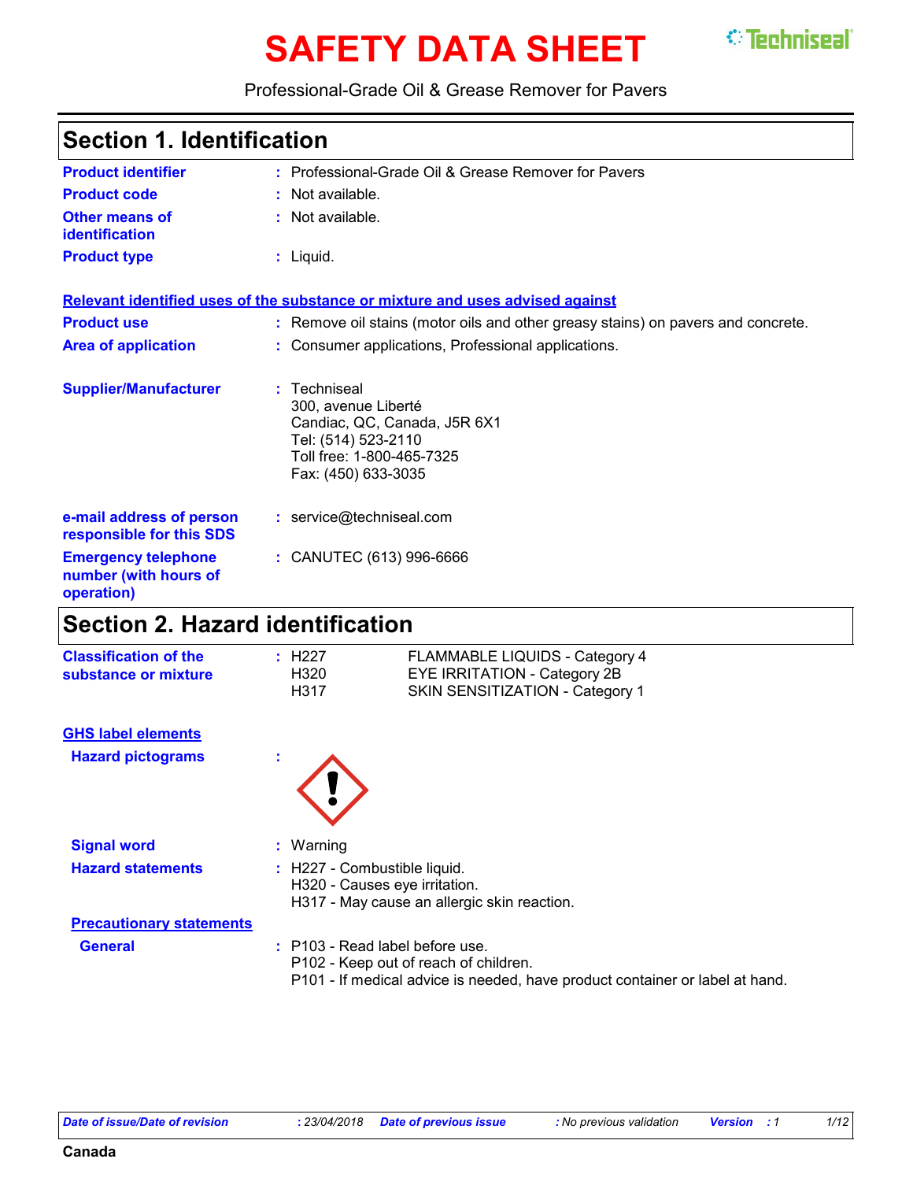# SAFETY DATA SHEET

Professional-Grade Oil & Grease Remover for Pavers

## Section 1. Identification

**Product identifier** : Professional-Grade Oil & Grease Remover for Pavers

**Product code** : Not available.

**Other means of identification** : Not available.

**Product type** : Liquid.

**Relevant identified uses of the substance or mixture and uses advised against**

**Product use** : Remove oil stains (motor oils and other greasy stains) on pavers and concrete.

**Area of application** : Consumer applications, Professional applications.

**Supplier/Manufacturer** : Techniseal
300, avenue Liberté
Candiac, QC, Canada, J5R 6X1
Tel: (514) 523-2110
Toll free: 1-800-465-7325
Fax: (450) 633-3035

**e-mail address of person responsible for this SDS** : service@techniseal.com

**Emergency telephone number (with hours of operation)** : CANUTEC (613) 996-6666

## Section 2. Hazard identification

**Classification of the substance or mixture** :

| | |
|---|---|
| H227 | FLAMMABLE LIQUIDS - Category 4 |
| H320 | EYE IRRITATION - Category 2B |
| H317 | SKIN SENSITIZATION - Category 1 |

**GHS label elements**

**Hazard pictograms** :

**Signal word** : Warning

**Hazard statements** : H227 - Combustible liquid.
H320 - Causes eye irritation.
H317 - May cause an allergic skin reaction.

**Precautionary statements**

**General** : P103 - Read label before use.
P102 - Keep out of reach of children.
P101 - If medical advice is needed, have product container or label at hand.

*Date of issue/Date of revision* : 23/04/2018 *Date of previous issue* : No previous validation *Version* : 1

Canada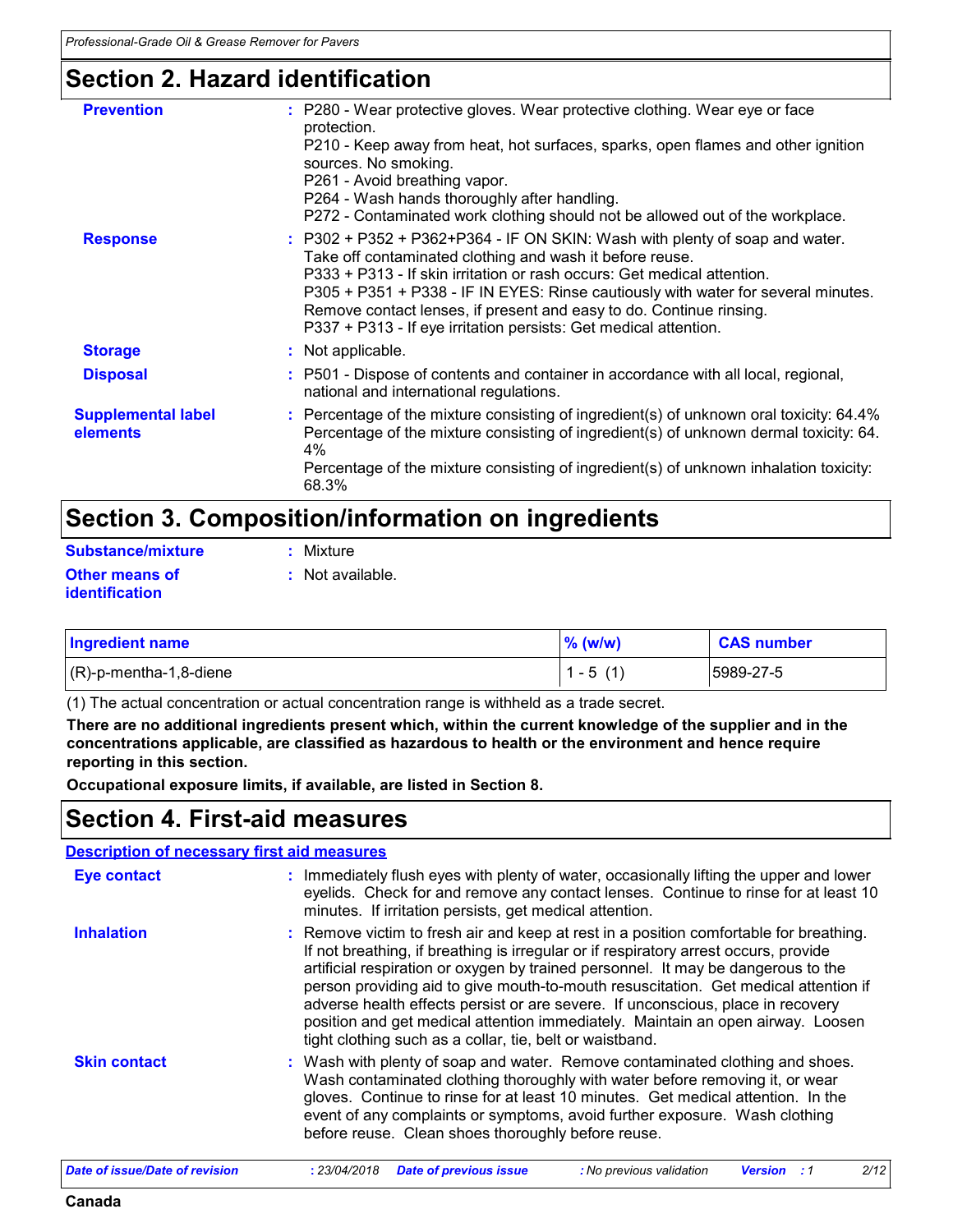## Section 2. Hazard identification

**Prevention** : P280 - Wear protective gloves. Wear protective clothing. Wear eye or face protection.
P210 - Keep away from heat, hot surfaces, sparks, open flames and other ignition sources. No smoking.
P261 - Avoid breathing vapor.
P264 - Wash hands thoroughly after handling.
P272 - Contaminated work clothing should not be allowed out of the workplace.

**Response** : P302 + P352 + P362+P364 - IF ON SKIN: Wash with plenty of soap and water. Take off contaminated clothing and wash it before reuse.
P333 + P313 - If skin irritation or rash occurs: Get medical attention.
P305 + P351 + P338 - IF IN EYES: Rinse cautiously with water for several minutes. Remove contact lenses, if present and easy to do. Continue rinsing.
P337 + P313 - If eye irritation persists: Get medical attention.

**Storage** : Not applicable.

**Disposal** : P501 - Dispose of contents and container in accordance with all local, regional, national and international regulations.

**Supplemental label elements** : Percentage of the mixture consisting of ingredient(s) of unknown oral toxicity: 64.4%
Percentage of the mixture consisting of ingredient(s) of unknown dermal toxicity: 64.4%
Percentage of the mixture consisting of ingredient(s) of unknown inhalation toxicity: 68.3%

## Section 3. Composition/information on ingredients

**Substance/mixture** : Mixture

**Other means of identification** : Not available.

| Ingredient name | % (w/w) | CAS number |
|---|---|---|
| (R)-p-mentha-1,8-diene | 1 - 5 (1) | 5989-27-5 |

(1) The actual concentration or actual concentration range is withheld as a trade secret.

**There are no additional ingredients present which, within the current knowledge of the supplier and in the concentrations applicable, are classified as hazardous to health or the environment and hence require reporting in this section.**

**Occupational exposure limits, if available, are listed in Section 8.**

## Section 4. First-aid measures

**Description of necessary first aid measures**

**Eye contact** : Immediately flush eyes with plenty of water, occasionally lifting the upper and lower eyelids. Check for and remove any contact lenses. Continue to rinse for at least 10 minutes. If irritation persists, get medical attention.

**Inhalation** : Remove victim to fresh air and keep at rest in a position comfortable for breathing. If not breathing, if breathing is irregular or if respiratory arrest occurs, provide artificial respiration or oxygen by trained personnel. It may be dangerous to the person providing aid to give mouth-to-mouth resuscitation. Get medical attention if adverse health effects persist or are severe. If unconscious, place in recovery position and get medical attention immediately. Maintain an open airway. Loosen tight clothing such as a collar, tie, belt or waistband.

**Skin contact** : Wash with plenty of soap and water. Remove contaminated clothing and shoes. Wash contaminated clothing thoroughly with water before removing it, or wear gloves. Continue to rinse for at least 10 minutes. Get medical attention. In the event of any complaints or symptoms, avoid further exposure. Wash clothing before reuse. Clean shoes thoroughly before reuse.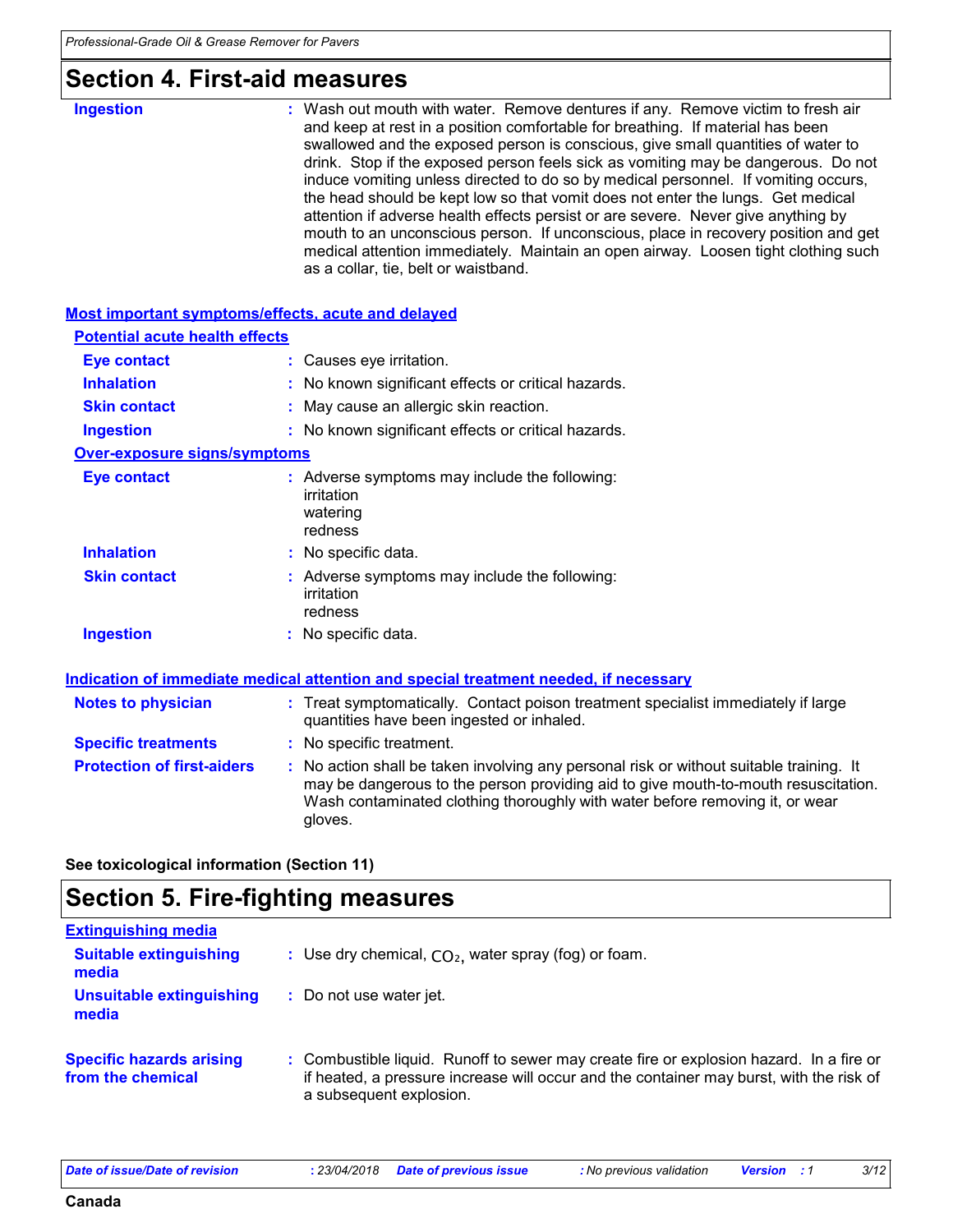## Section 4. First-aid measures

**Ingestion** : Wash out mouth with water. Remove dentures if any. Remove victim to fresh air and keep at rest in a position comfortable for breathing. If material has been swallowed and the exposed person is conscious, give small quantities of water to drink. Stop if the exposed person feels sick as vomiting may be dangerous. Do not induce vomiting unless directed to do so by medical personnel. If vomiting occurs, the head should be kept low so that vomit does not enter the lungs. Get medical attention if adverse health effects persist or are severe. Never give anything by mouth to an unconscious person. If unconscious, place in recovery position and get medical attention immediately. Maintain an open airway. Loosen tight clothing such as a collar, tie, belt or waistband.

### Most important symptoms/effects, acute and delayed

**Potential acute health effects**

**Eye contact** : Causes eye irritation.

**Inhalation** : No known significant effects or critical hazards.

**Skin contact** : May cause an allergic skin reaction.

**Ingestion** : No known significant effects or critical hazards.

**Over-exposure signs/symptoms**

**Eye contact** : Adverse symptoms may include the following:
irritation
watering
redness

**Inhalation** : No specific data.

**Skin contact** : Adverse symptoms may include the following:
irritation
redness

**Ingestion** : No specific data.

### Indication of immediate medical attention and special treatment needed, if necessary

**Notes to physician** : Treat symptomatically. Contact poison treatment specialist immediately if large quantities have been ingested or inhaled.

**Specific treatments** : No specific treatment.

**Protection of first-aiders** : No action shall be taken involving any personal risk or without suitable training. It may be dangerous to the person providing aid to give mouth-to-mouth resuscitation. Wash contaminated clothing thoroughly with water before removing it, or wear gloves.

**See toxicological information (Section 11)**

## Section 5. Fire-fighting measures

### Extinguishing media

**Suitable extinguishing media** : Use dry chemical, $CO_2$, water spray (fog) or foam.

**Unsuitable extinguishing media** : Do not use water jet.

**Specific hazards arising from the chemical** : Combustible liquid. Runoff to sewer may create fire or explosion hazard. In a fire or if heated, a pressure increase will occur and the container may burst, with the risk of a subsequent explosion.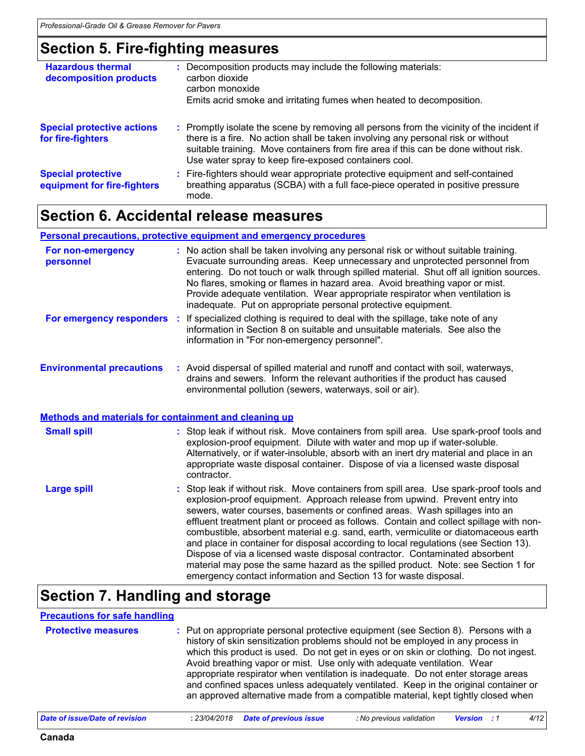## Section 5. Fire-fighting measures

**Hazardous thermal decomposition products** : Decomposition products may include the following materials:
carbon dioxide
carbon monoxide
Emits acrid smoke and irritating fumes when heated to decomposition.

**Special protective actions for fire-fighters** : Promptly isolate the scene by removing all persons from the vicinity of the incident if there is a fire. No action shall be taken involving any personal risk or without suitable training. Move containers from fire area if this can be done without risk. Use water spray to keep fire-exposed containers cool.

**Special protective equipment for fire-fighters** : Fire-fighters should wear appropriate protective equipment and self-contained breathing apparatus (SCBA) with a full face-piece operated in positive pressure mode.

## Section 6. Accidental release measures

### Personal precautions, protective equipment and emergency procedures

**For non-emergency personnel** : No action shall be taken involving any personal risk or without suitable training. Evacuate surrounding areas. Keep unnecessary and unprotected personnel from entering. Do not touch or walk through spilled material. Shut off all ignition sources. No flares, smoking or flames in hazard area. Avoid breathing vapor or mist. Provide adequate ventilation. Wear appropriate respirator when ventilation is inadequate. Put on appropriate personal protective equipment.

**For emergency responders** : If specialized clothing is required to deal with the spillage, take note of any information in Section 8 on suitable and unsuitable materials. See also the information in "For non-emergency personnel".

**Environmental precautions** : Avoid dispersal of spilled material and runoff and contact with soil, waterways, drains and sewers. Inform the relevant authorities if the product has caused environmental pollution (sewers, waterways, soil or air).

### Methods and materials for containment and cleaning up

**Small spill** : Stop leak if without risk. Move containers from spill area. Use spark-proof tools and explosion-proof equipment. Dilute with water and mop up if water-soluble. Alternatively, or if water-insoluble, absorb with an inert dry material and place in an appropriate waste disposal container. Dispose of via a licensed waste disposal contractor.

**Large spill** : Stop leak if without risk. Move containers from spill area. Use spark-proof tools and explosion-proof equipment. Approach release from upwind. Prevent entry into sewers, water courses, basements or confined areas. Wash spillages into an effluent treatment plant or proceed as follows. Contain and collect spillage with non-combustible, absorbent material e.g. sand, earth, vermiculite or diatomaceous earth and place in container for disposal according to local regulations (see Section 13). Dispose of via a licensed waste disposal contractor. Contaminated absorbent material may pose the same hazard as the spilled product. Note: see Section 1 for emergency contact information and Section 13 for waste disposal.

## Section 7. Handling and storage

### Precautions for safe handling

**Protective measures** : Put on appropriate personal protective equipment (see Section 8). Persons with a history of skin sensitization problems should not be employed in any process in which this product is used. Do not get in eyes or on skin or clothing. Do not ingest. Avoid breathing vapor or mist. Use only with adequate ventilation. Wear appropriate respirator when ventilation is inadequate. Do not enter storage areas and confined spaces unless adequately ventilated. Keep in the original container or an approved alternative made from a compatible material, kept tightly closed when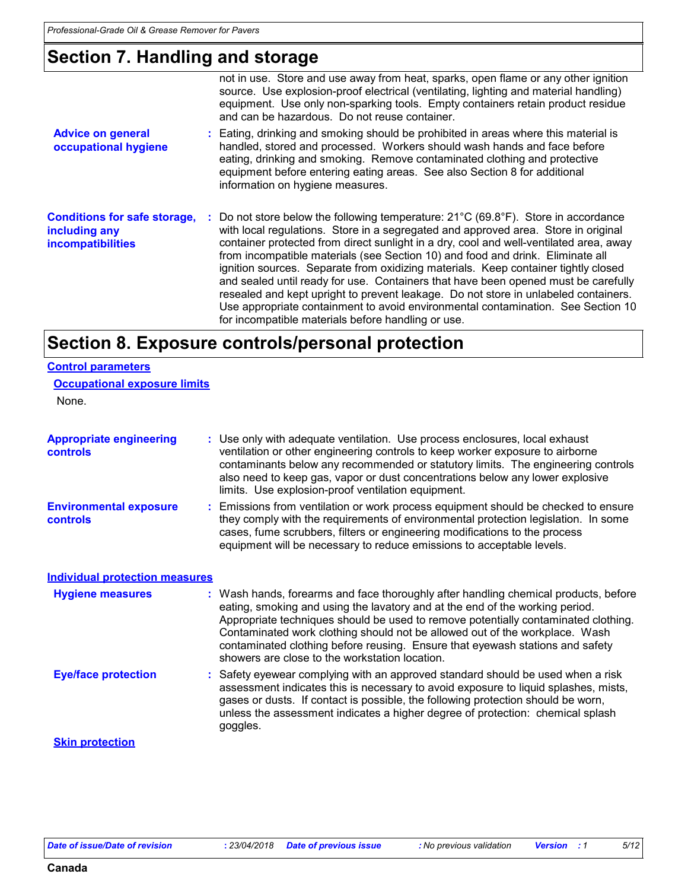## Section 7. Handling and storage

not in use. Store and use away from heat, sparks, open flame or any other ignition source. Use explosion-proof electrical (ventilating, lighting and material handling) equipment. Use only non-sparking tools. Empty containers retain product residue and can be hazardous. Do not reuse container.

**Advice on general occupational hygiene** : Eating, drinking and smoking should be prohibited in areas where this material is handled, stored and processed. Workers should wash hands and face before eating, drinking and smoking. Remove contaminated clothing and protective equipment before entering eating areas. See also Section 8 for additional information on hygiene measures.

**Conditions for safe storage, including any incompatibilities** : Do not store below the following temperature: 21°C (69.8°F). Store in accordance with local regulations. Store in a segregated and approved area. Store in original container protected from direct sunlight in a dry, cool and well-ventilated area, away from incompatible materials (see Section 10) and food and drink. Eliminate all ignition sources. Separate from oxidizing materials. Keep container tightly closed and sealed until ready for use. Containers that have been opened must be carefully resealed and kept upright to prevent leakage. Do not store in unlabeled containers. Use appropriate containment to avoid environmental contamination. See Section 10 for incompatible materials before handling or use.

## Section 8. Exposure controls/personal protection

### Control parameters

#### Occupational exposure limits

None.

**Appropriate engineering controls** : Use only with adequate ventilation. Use process enclosures, local exhaust ventilation or other engineering controls to keep worker exposure to airborne contaminants below any recommended or statutory limits. The engineering controls also need to keep gas, vapor or dust concentrations below any lower explosive limits. Use explosion-proof ventilation equipment.

**Environmental exposure controls** : Emissions from ventilation or work process equipment should be checked to ensure they comply with the requirements of environmental protection legislation. In some cases, fume scrubbers, filters or engineering modifications to the process equipment will be necessary to reduce emissions to acceptable levels.

### Individual protection measures

**Hygiene measures** : Wash hands, forearms and face thoroughly after handling chemical products, before eating, smoking and using the lavatory and at the end of the working period. Appropriate techniques should be used to remove potentially contaminated clothing. Contaminated work clothing should not be allowed out of the workplace. Wash contaminated clothing before reusing. Ensure that eyewash stations and safety showers are close to the workstation location.

**Eye/face protection** : Safety eyewear complying with an approved standard should be used when a risk assessment indicates this is necessary to avoid exposure to liquid splashes, mists, gases or dusts. If contact is possible, the following protection should be worn, unless the assessment indicates a higher degree of protection: chemical splash goggles.

#### Skin protection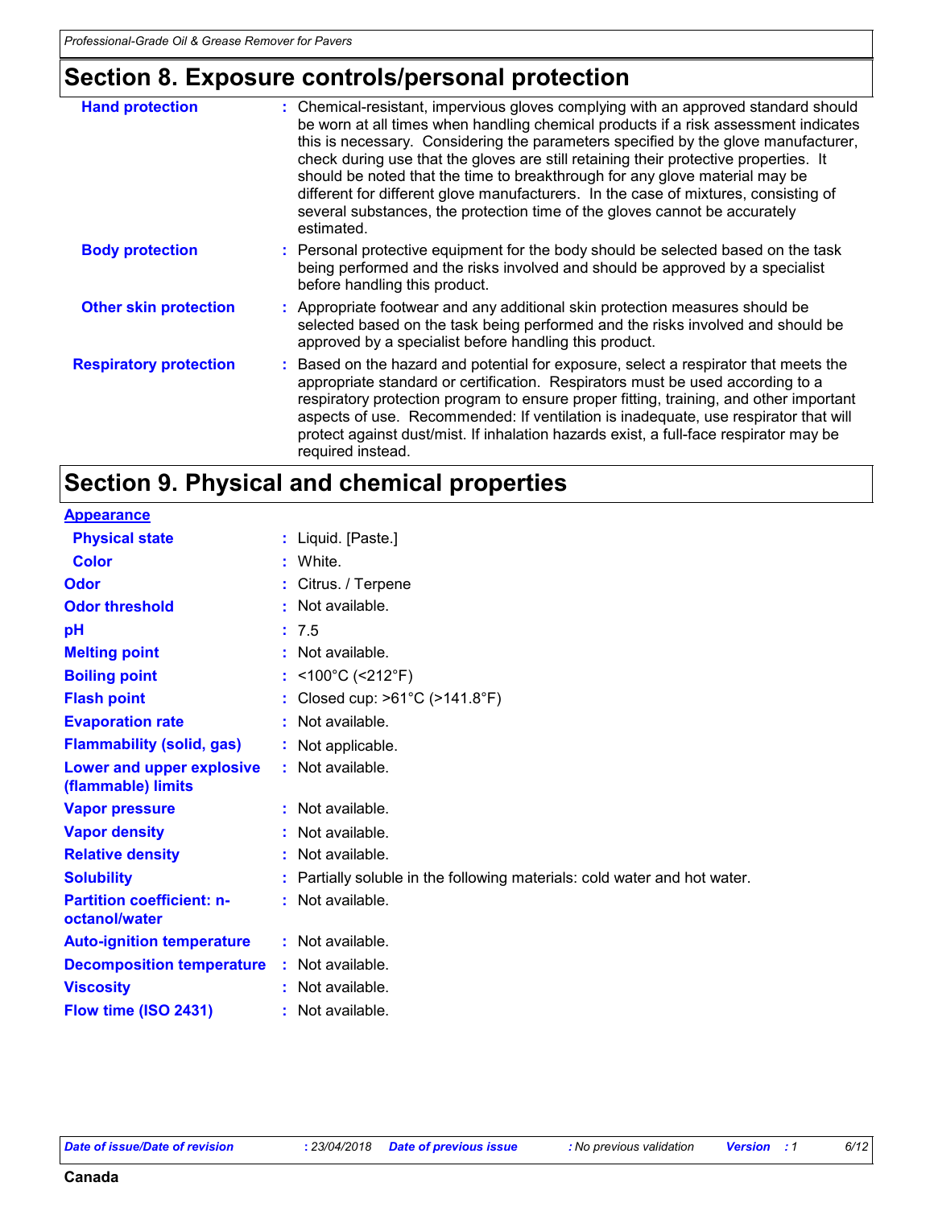## Section 8. Exposure controls/personal protection

| | |
|---|---|
| **Hand protection** | : Chemical-resistant, impervious gloves complying with an approved standard should be worn at all times when handling chemical products if a risk assessment indicates this is necessary. Considering the parameters specified by the glove manufacturer, check during use that the gloves are still retaining their protective properties. It should be noted that the time to breakthrough for any glove material may be different for different glove manufacturers. In the case of mixtures, consisting of several substances, the protection time of the gloves cannot be accurately estimated. |
| **Body protection** | : Personal protective equipment for the body should be selected based on the task being performed and the risks involved and should be approved by a specialist before handling this product. |
| **Other skin protection** | : Appropriate footwear and any additional skin protection measures should be selected based on the task being performed and the risks involved and should be approved by a specialist before handling this product. |
| **Respiratory protection** | : Based on the hazard and potential for exposure, select a respirator that meets the appropriate standard or certification. Respirators must be used according to a respiratory protection program to ensure proper fitting, training, and other important aspects of use. Recommended: If ventilation is inadequate, use respirator that will protect against dust/mist. If inhalation hazards exist, a full-face respirator may be required instead. |

## Section 9. Physical and chemical properties

| | |
|---|---|
| **Appearance** | |
| **Physical state** | : Liquid. [Paste.] |
| **Color** | : White. |
| **Odor** | : Citrus. / Terpene |
| **Odor threshold** | : Not available. |
| **pH** | : 7.5 |
| **Melting point** | : Not available. |
| **Boiling point** | : <100°C (<212°F) |
| **Flash point** | : Closed cup: >61°C (>141.8°F) |
| **Evaporation rate** | : Not available. |
| **Flammability (solid, gas)** | : Not applicable. |
| **Lower and upper explosive (flammable) limits** | : Not available. |
| **Vapor pressure** | : Not available. |
| **Vapor density** | : Not available. |
| **Relative density** | : Not available. |
| **Solubility** | : Partially soluble in the following materials: cold water and hot water. |
| **Partition coefficient: n-octanol/water** | : Not available. |
| **Auto-ignition temperature** | : Not available. |
| **Decomposition temperature** | : Not available. |
| **Viscosity** | : Not available. |
| **Flow time (ISO 2431)** | : Not available. |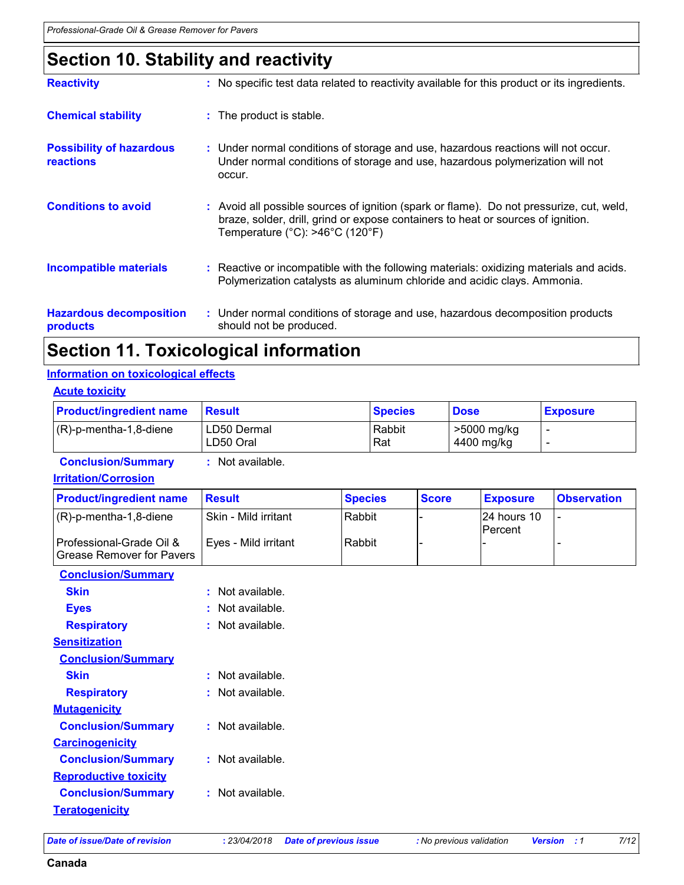# Section 10. Stability and reactivity

**Reactivity** : No specific test data related to reactivity available for this product or its ingredients.

**Chemical stability** : The product is stable.

**Possibility of hazardous reactions** : Under normal conditions of storage and use, hazardous reactions will not occur. Under normal conditions of storage and use, hazardous polymerization will not occur.

**Conditions to avoid** : Avoid all possible sources of ignition (spark or flame). Do not pressurize, cut, weld, braze, solder, drill, grind or expose containers to heat or sources of ignition. Temperature (°C): >46°C (120°F)

**Incompatible materials** : Reactive or incompatible with the following materials: oxidizing materials and acids. Polymerization catalysts as aluminum chloride and acidic clays. Ammonia.

**Hazardous decomposition products** : Under normal conditions of storage and use, hazardous decomposition products should not be produced.

# Section 11. Toxicological information

## Information on toxicological effects

### Acute toxicity

| Product/ingredient name | Result | Species | Dose | Exposure |
|---|---|---|---|---|
| (R)-p-mentha-1,8-diene | LD50 Dermal<br>LD50 Oral | Rabbit<br>Rat | >5000 mg/kg<br>4400 mg/kg | -<br>- |

**Conclusion/Summary** : Not available.

### Irritation/Corrosion

| Product/ingredient name | Result | Species | Score | Exposure | Observation |
|---|---|---|---|---|---|
| (R)-p-mentha-1,8-diene | Skin - Mild irritant | Rabbit | - | 24 hours 10 Percent | - |
| Professional-Grade Oil & Grease Remover for Pavers | Eyes - Mild irritant | Rabbit | - | - | - |

**Conclusion/Summary**

**Skin** : Not available.

**Eyes** : Not available.

**Respiratory** : Not available.

### Sensitization

**Conclusion/Summary**

**Skin** : Not available.

**Respiratory** : Not available.

### Mutagenicity

**Conclusion/Summary** : Not available.

### Carcinogenicity

**Conclusion/Summary** : Not available.

### Reproductive toxicity

**Conclusion/Summary** : Not available.

### Teratogenicity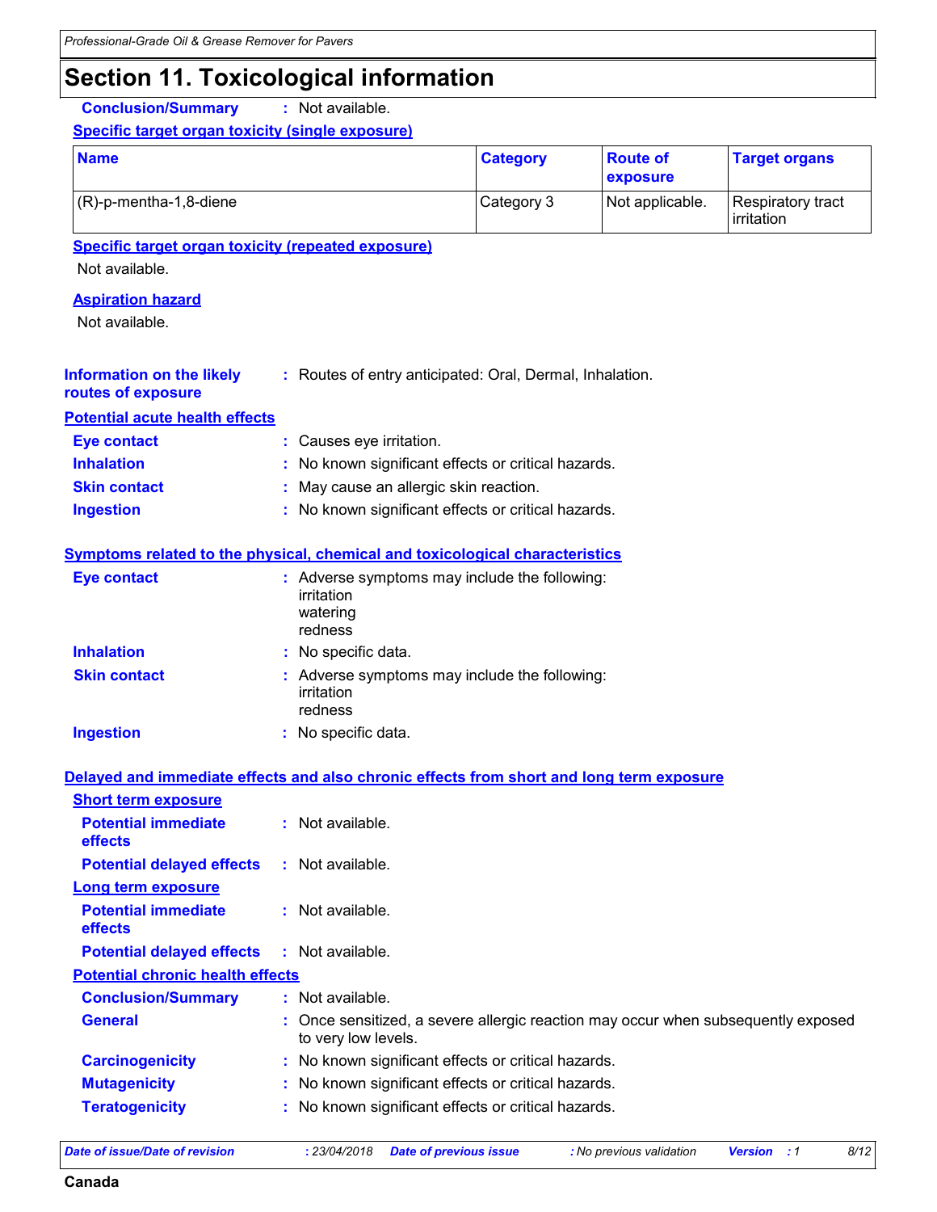# Section 11. Toxicological information

**Conclusion/Summary** : Not available.

**Specific target organ toxicity (single exposure)**

| Name | Category | Route of exposure | Target organs |
|---|---|---|---|
| (R)-p-mentha-1,8-diene | Category 3 | Not applicable. | Respiratory tract irritation |

**Specific target organ toxicity (repeated exposure)**

Not available.

**Aspiration hazard**

Not available.

**Information on the likely routes of exposure** : Routes of entry anticipated: Oral, Dermal, Inhalation.

**Potential acute health effects**

**Eye contact** : Causes eye irritation.

**Inhalation** : No known significant effects or critical hazards.

**Skin contact** : May cause an allergic skin reaction.

**Ingestion** : No known significant effects or critical hazards.

**Symptoms related to the physical, chemical and toxicological characteristics**

**Eye contact** : Adverse symptoms may include the following:
irritation
watering
redness

**Inhalation** : No specific data.

**Skin contact** : Adverse symptoms may include the following:
irritation
redness

**Ingestion** : No specific data.

**Delayed and immediate effects and also chronic effects from short and long term exposure**

**Short term exposure**

**Potential immediate effects** : Not available.

**Potential delayed effects** : Not available.

**Long term exposure**

**Potential immediate effects** : Not available.

**Potential delayed effects** : Not available.

**Potential chronic health effects**

**Conclusion/Summary** : Not available.

**General** : Once sensitized, a severe allergic reaction may occur when subsequently exposed to very low levels.

**Carcinogenicity** : No known significant effects or critical hazards.

**Mutagenicity** : No known significant effects or critical hazards.

**Teratogenicity** : No known significant effects or critical hazards.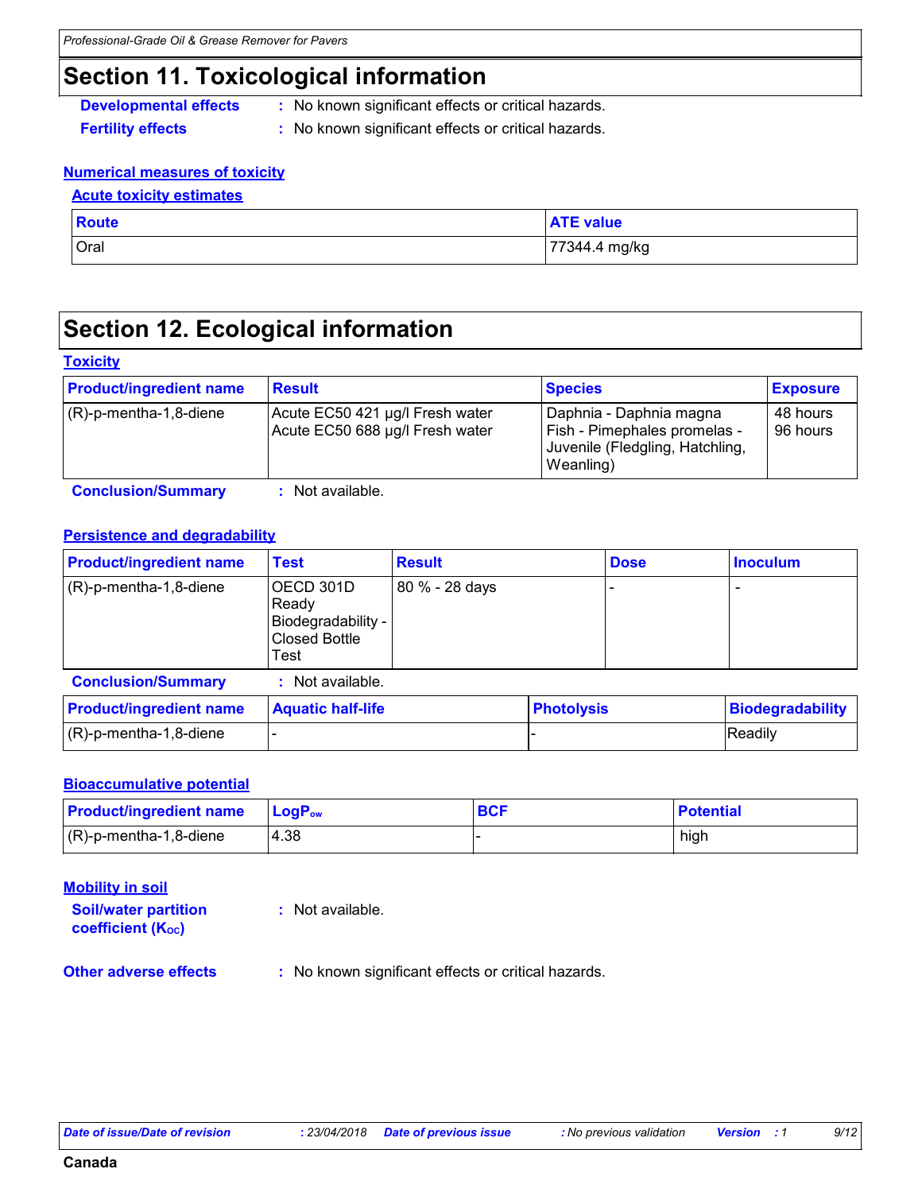## Section 11. Toxicological information

**Developmental effects** : No known significant effects or critical hazards.

**Fertility effects** : No known significant effects or critical hazards.

### Numerical measures of toxicity

#### Acute toxicity estimates

| Route | ATE value |
|---|---|
| Oral | 77344.4 mg/kg |

## Section 12. Ecological information

### Toxicity

| Product/ingredient name | Result | Species | Exposure |
|---|---|---|---|
| (R)-p-mentha-1,8-diene | Acute EC50 421 µg/l Fresh water<br>Acute EC50 688 µg/l Fresh water | Daphnia - Daphnia magna<br>Fish - Pimephales promelas - Juvenile (Fledgling, Hatchling, Weanling) | 48 hours<br>96 hours |

**Conclusion/Summary** : Not available.

### Persistence and degradability

| Product/ingredient name | Test | Result | Dose | Inoculum |
|---|---|---|---|---|
| (R)-p-mentha-1,8-diene | OECD 301D Ready Biodegradability - Closed Bottle Test | 80 % - 28 days | - | - |

**Conclusion/Summary** : Not available.

| Product/ingredient name | Aquatic half-life | Photolysis | Biodegradability |
|---|---|---|---|
| (R)-p-mentha-1,8-diene | - | - | Readily |

### Bioaccumulative potential

| Product/ingredient name | $LogP_{ow}$ | BCF | Potential |
|---|---|---|---|
| (R)-p-mentha-1,8-diene | 4.38 | - | high |

### Mobility in soil

**Soil/water partition coefficient ($K_{OC}$)** : Not available.

**Other adverse effects** : No known significant effects or critical hazards.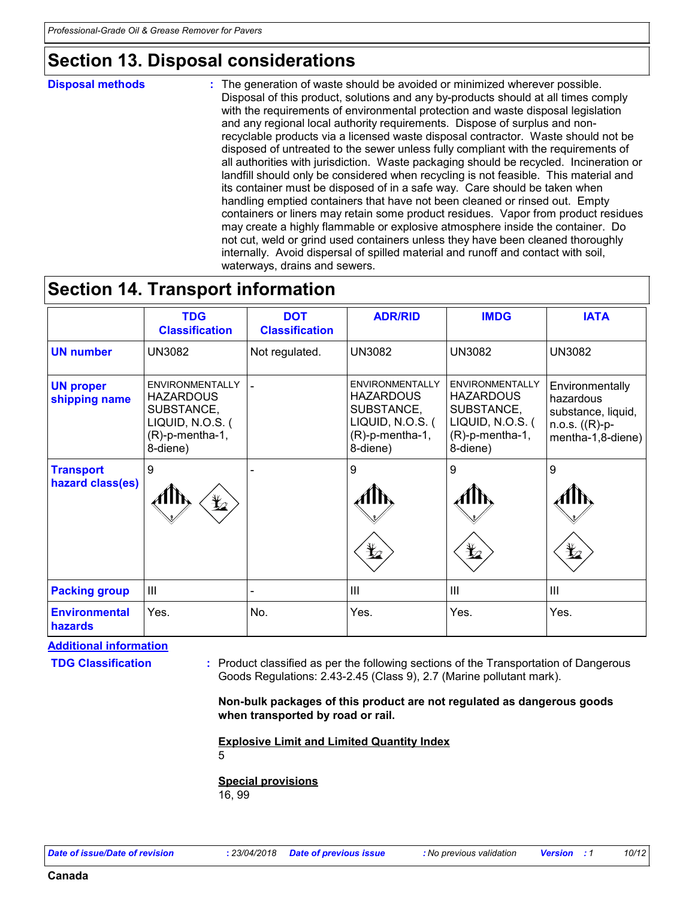## Section 13. Disposal considerations

**Disposal methods** : The generation of waste should be avoided or minimized wherever possible. Disposal of this product, solutions and any by-products should at all times comply with the requirements of environmental protection and waste disposal legislation and any regional local authority requirements. Dispose of surplus and non-recyclable products via a licensed waste disposal contractor. Waste should not be disposed of untreated to the sewer unless fully compliant with the requirements of all authorities with jurisdiction. Waste packaging should be recycled. Incineration or landfill should only be considered when recycling is not feasible. This material and its container must be disposed of in a safe way. Care should be taken when handling emptied containers that have not been cleaned or rinsed out. Empty containers or liners may retain some product residues. Vapor from product residues may create a highly flammable or explosive atmosphere inside the container. Do not cut, weld or grind used containers unless they have been cleaned thoroughly internally. Avoid dispersal of spilled material and runoff and contact with soil, waterways, drains and sewers.

## Section 14. Transport information

| | TDG Classification | DOT Classification | ADR/RID | IMDG | IATA |
|---|---|---|---|---|---|
| **UN number** | UN3082 | Not regulated. | UN3082 | UN3082 | UN3082 |
| **UN proper shipping name** | ENVIRONMENTALLY HAZARDOUS SUBSTANCE, LIQUID, N.O.S. ((R)-p-mentha-1, 8-diene) | - | ENVIRONMENTALLY HAZARDOUS SUBSTANCE, LIQUID, N.O.S. ((R)-p-mentha-1, 8-diene) | ENVIRONMENTALLY HAZARDOUS SUBSTANCE, LIQUID, N.O.S. ((R)-p-mentha-1, 8-diene) | Environmentally hazardous substance, liquid, n.o.s. ((R)-p-mentha-1,8-diene) |
| **Transport hazard class(es)** | 9 | - | 9 | 9 | 9 |
| **Packing group** | III | - | III | III | III |
| **Environmental hazards** | Yes. | No. | Yes. | Yes. | Yes. |

**Additional information**

**TDG Classification** : Product classified as per the following sections of the Transportation of Dangerous Goods Regulations: 2.43-2.45 (Class 9), 2.7 (Marine pollutant mark).

**Non-bulk packages of this product are not regulated as dangerous goods when transported by road or rail.**

**Explosive Limit and Limited Quantity Index**
5

**Special provisions**
16, 99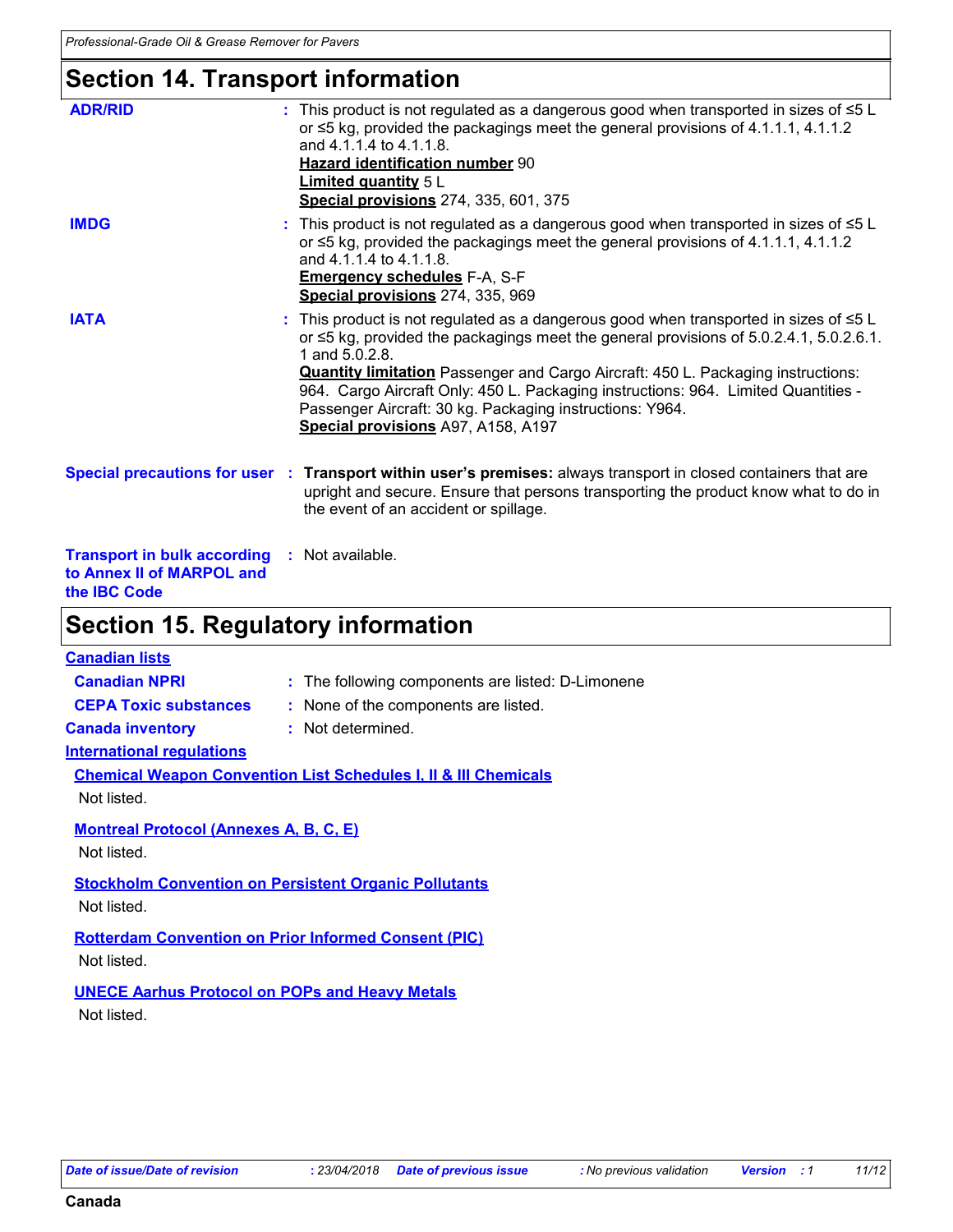# Section 14. Transport information

**ADR/RID** : This product is not regulated as a dangerous good when transported in sizes of ≤5 L or ≤5 kg, provided the packagings meet the general provisions of 4.1.1.1, 4.1.1.2 and 4.1.1.4 to 4.1.1.8.
**Hazard identification number** 90
**Limited quantity** 5 L
**Special provisions** 274, 335, 601, 375

**IMDG** : This product is not regulated as a dangerous good when transported in sizes of ≤5 L or ≤5 kg, provided the packagings meet the general provisions of 4.1.1.1, 4.1.1.2 and 4.1.1.4 to 4.1.1.8.
**Emergency schedules** F-A, S-F
**Special provisions** 274, 335, 969

**IATA** : This product is not regulated as a dangerous good when transported in sizes of ≤5 L or ≤5 kg, provided the packagings meet the general provisions of 5.0.2.4.1, 5.0.2.6.1.1 and 5.0.2.8.
**Quantity limitation** Passenger and Cargo Aircraft: 450 L. Packaging instructions: 964. Cargo Aircraft Only: 450 L. Packaging instructions: 964. Limited Quantities - Passenger Aircraft: 30 kg. Packaging instructions: Y964.
**Special provisions** A97, A158, A197

**Special precautions for user** : **Transport within user's premises:** always transport in closed containers that are upright and secure. Ensure that persons transporting the product know what to do in the event of an accident or spillage.

**Transport in bulk according to Annex II of MARPOL and the IBC Code** : Not available.

# Section 15. Regulatory information

**Canadian lists**

**Canadian NPRI** : The following components are listed: D-Limonene

**CEPA Toxic substances** : None of the components are listed.

**Canada inventory** : Not determined.

**International regulations**

**Chemical Weapon Convention List Schedules I, II & III Chemicals**
Not listed.

**Montreal Protocol (Annexes A, B, C, E)**
Not listed.

**Stockholm Convention on Persistent Organic Pollutants**
Not listed.

**Rotterdam Convention on Prior Informed Consent (PIC)**
Not listed.

**UNECE Aarhus Protocol on POPs and Heavy Metals**
Not listed.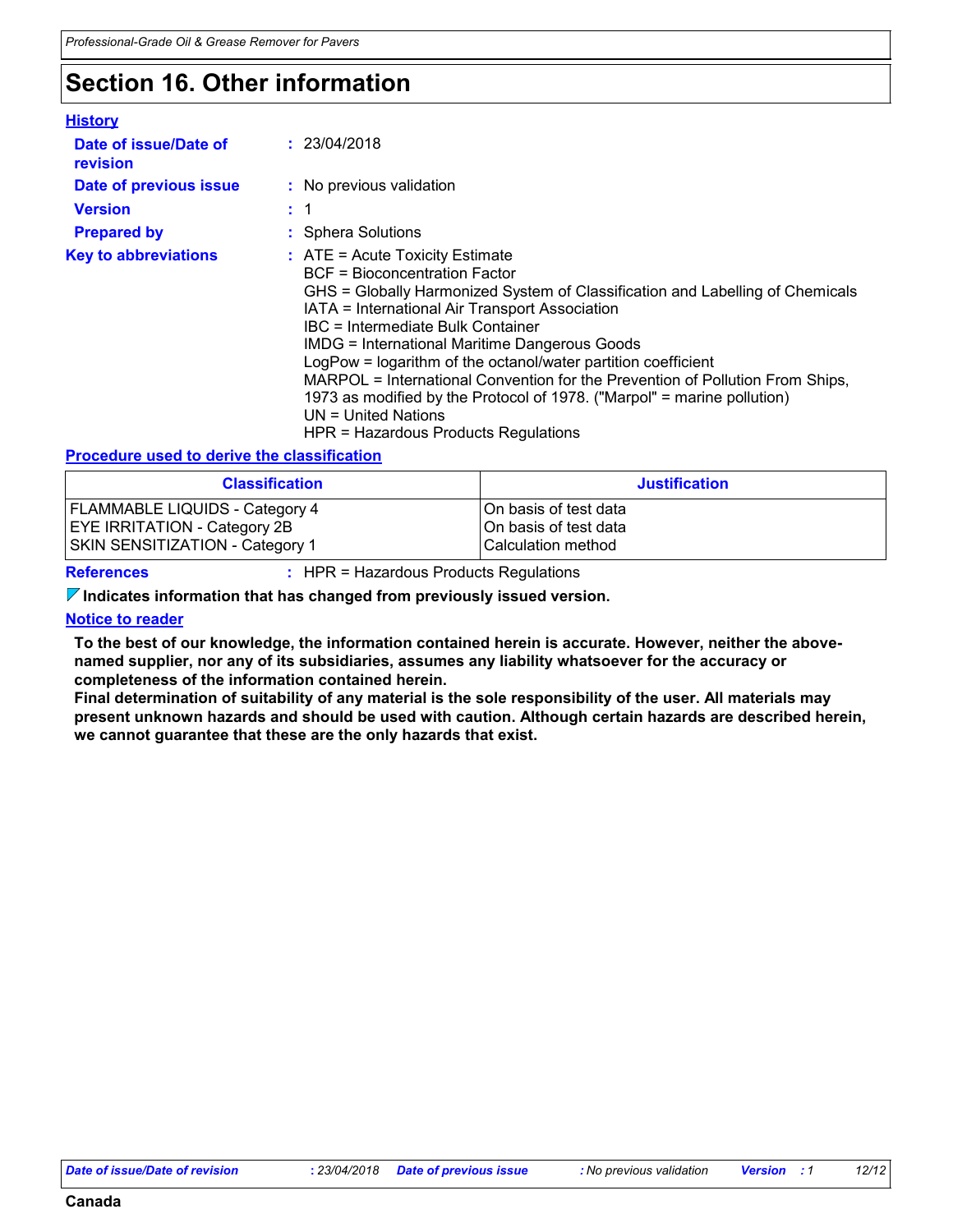# Section 16. Other information

## History

**Date of issue/Date of revision** : 23/04/2018

**Date of previous issue** : No previous validation

**Version** : 1

**Prepared by** : Sphera Solutions

**Key to abbreviations** : ATE = Acute Toxicity Estimate
BCF = Bioconcentration Factor
GHS = Globally Harmonized System of Classification and Labelling of Chemicals
IATA = International Air Transport Association
IBC = Intermediate Bulk Container
IMDG = International Maritime Dangerous Goods
LogPow = logarithm of the octanol/water partition coefficient
MARPOL = International Convention for the Prevention of Pollution From Ships, 1973 as modified by the Protocol of 1978. ("Marpol" = marine pollution)
UN = United Nations
HPR = Hazardous Products Regulations

## Procedure used to derive the classification

| Classification | Justification |
|---|---|
| FLAMMABLE LIQUIDS - Category 4 | On basis of test data |
| EYE IRRITATION - Category 2B | On basis of test data |
| SKIN SENSITIZATION - Category 1 | Calculation method |

**References** : HPR = Hazardous Products Regulations

**Indicates information that has changed from previously issued version.**

## Notice to reader

**To the best of our knowledge, the information contained herein is accurate. However, neither the above-named supplier, nor any of its subsidiaries, assumes any liability whatsoever for the accuracy or completeness of the information contained herein.**
**Final determination of suitability of any material is the sole responsibility of the user. All materials may present unknown hazards and should be used with caution. Although certain hazards are described herein, we cannot guarantee that these are the only hazards that exist.**